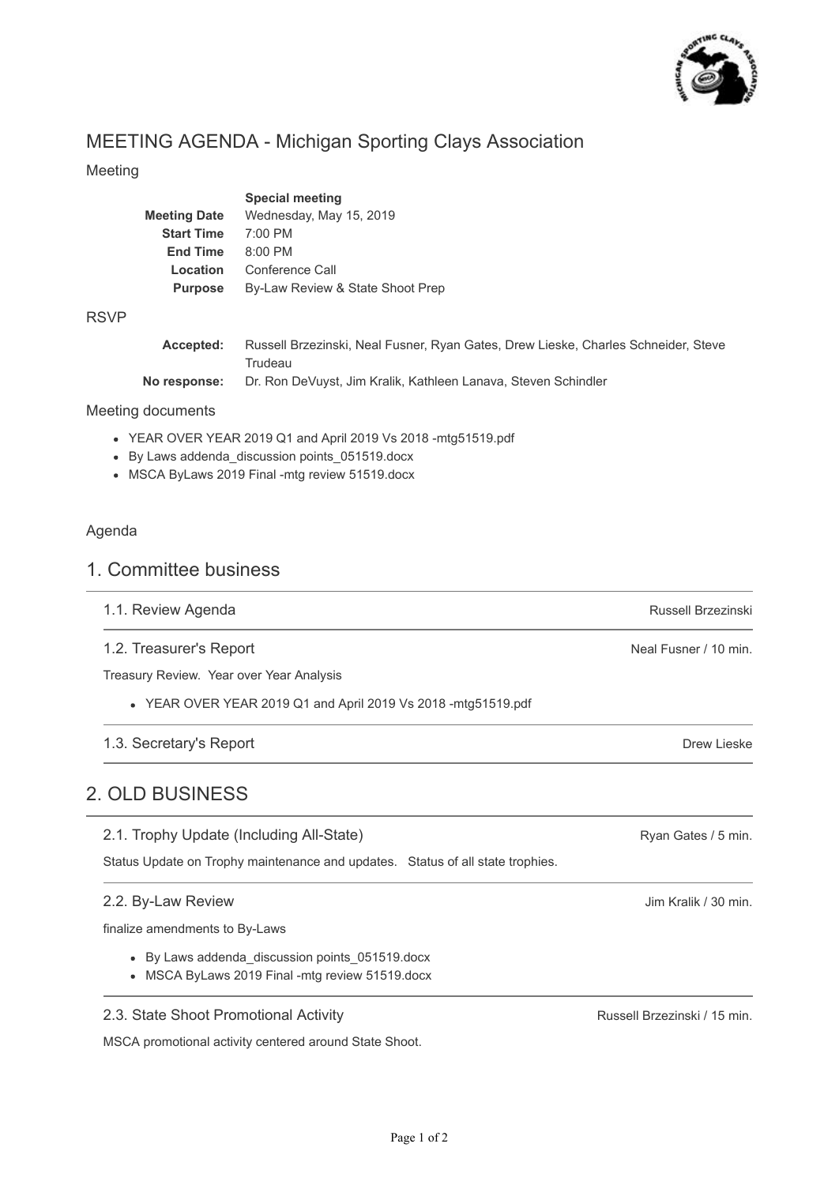# MEETING AGENDA - Michigan Sporting Clays Association

Meeting

| | |
|---|---|
| | **Special meeting** |
| **Meeting Date** | Wednesday, May 15, 2019 |
| **Start Time** | 7:00 PM |
| **End Time** | 8:00 PM |
| **Location** | Conference Call |
| **Purpose** | By-Law Review & State Shoot Prep |

RSVP

| | |
|---|---|
| **Accepted:** | Russell Brzezinski, Neal Fusner, Ryan Gates, Drew Lieske, Charles Schneider, Steve Trudeau |
| **No response:** | Dr. Ron DeVuyst, Jim Kralik, Kathleen Lanava, Steven Schindler |

Meeting documents

- YEAR OVER YEAR 2019 Q1 and April 2019 Vs 2018 -mtg51519.pdf
- By Laws addenda_discussion points_051519.docx
- MSCA ByLaws 2019 Final -mtg review 51519.docx

Agenda

## 1. Committee business

### 1.1. Review Agenda

Russell Brzezinski

### 1.2. Treasurer's Report

Neal Fusner / 10 min.

Treasury Review. Year over Year Analysis

- YEAR OVER YEAR 2019 Q1 and April 2019 Vs 2018 -mtg51519.pdf

### 1.3. Secretary's Report

Drew Lieske

## 2. OLD BUSINESS

### 2.1. Trophy Update (Including All-State)

Ryan Gates / 5 min.

Status Update on Trophy maintenance and updates. Status of all state trophies.

### 2.2. By-Law Review

Jim Kralik / 30 min.

finalize amendments to By-Laws

- By Laws addenda_discussion points_051519.docx
- MSCA ByLaws 2019 Final -mtg review 51519.docx

### 2.3. State Shoot Promotional Activity

Russell Brzezinski / 15 min.

MSCA promotional activity centered around State Shoot.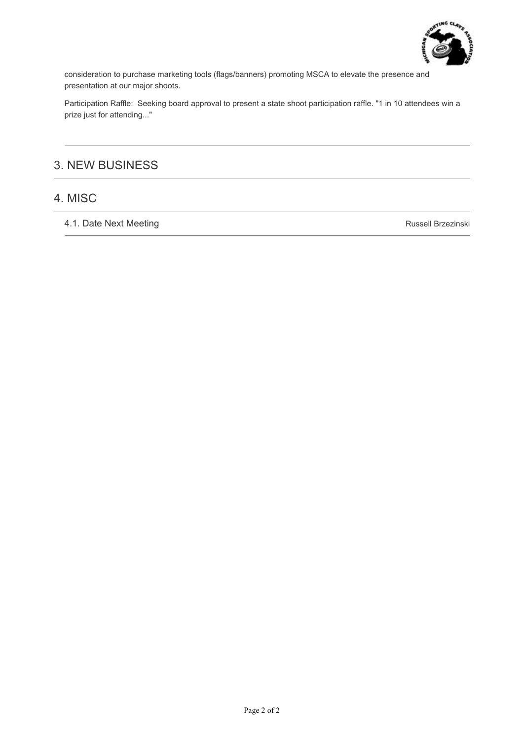consideration to purchase marketing tools (flags/banners) promoting MSCA to elevate the presence and presentation at our major shoots.

Participation Raffle: Seeking board approval to present a state shoot participation raffle. "1 in 10 attendees win a prize just for attending..."

---

## 3. NEW BUSINESS

## 4. MISC

4.1. Date Next Meeting — Russell Brzezinski